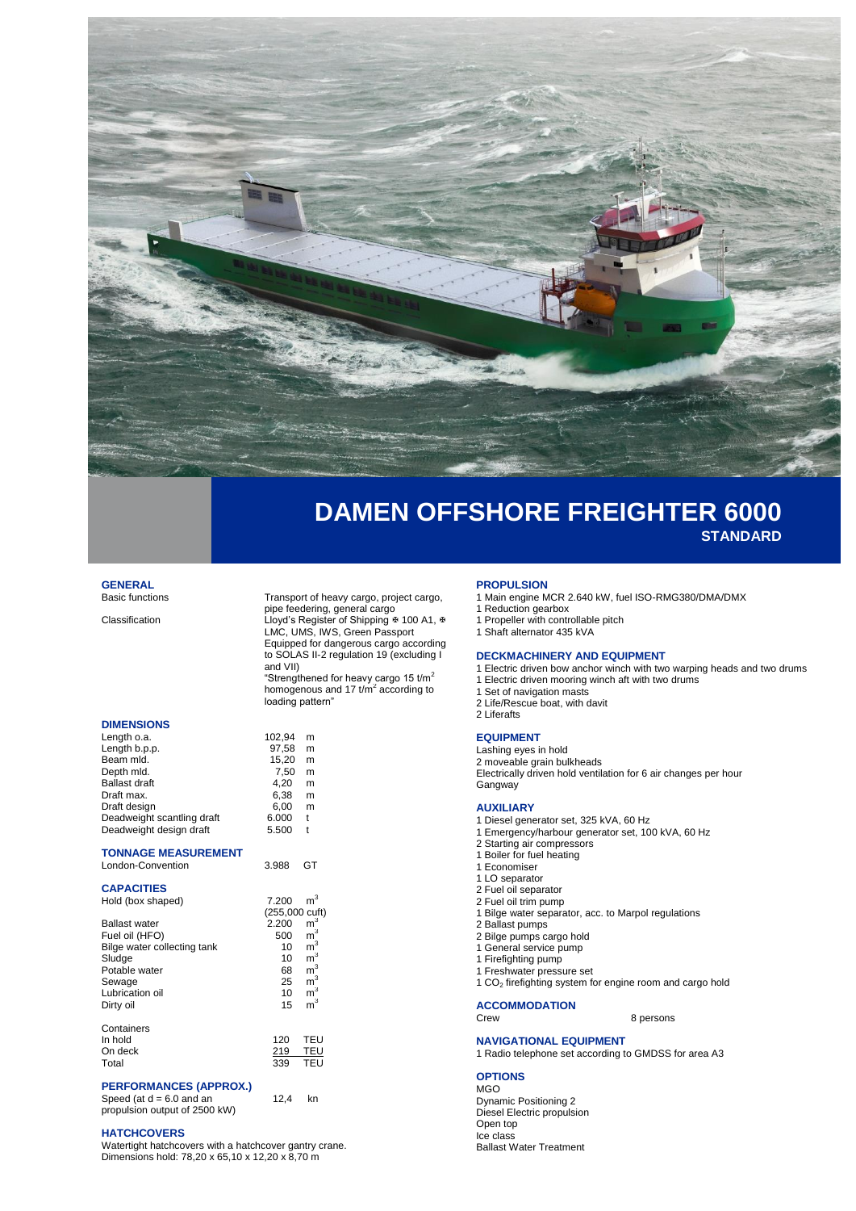# DAMEN OFFSHORE FREIGHTER 6000

## STANDARD

### GENERAL

| | |
|---|---|
| Basic functions | Transport of heavy cargo, project cargo, pipe feedering, general cargo |
| Classification | Lloyd's Register of Shipping ✠ 100 A1, ✠ LMC, UMS, IWS, Green Passport Equipped for dangerous cargo according to SOLAS II-2 regulation 19 (excluding I and VII) "Strengthened for heavy cargo 15 t/m$^2$ homogenous and 17 t/m$^2$ according to loading pattern" |

### DIMENSIONS

| | | |
|---|---|---|
| Length o.a. | 102,94 | m |
| Length b.p.p. | 97,58 | m |
| Beam mld. | 15,20 | m |
| Depth mld. | 7,50 | m |
| Ballast draft | 4,20 | m |
| Draft max. | 6,38 | m |
| Draft design | 6,00 | m |
| Deadweight scantling draft | 6.000 | t |
| Deadweight design draft | 5.500 | t |

### TONNAGE MEASUREMENT

| | | |
|---|---|---|
| London-Convention | 3.988 | GT |

### CAPACITIES

| | | |
|---|---|---|
| Hold (box shaped) | 7.200 (255,000 cuft) | m$^3$ |
| Ballast water | 2.200 | m$^3$ |
| Fuel oil (HFO) | 500 | m$^3$ |
| Bilge water collecting tank | 10 | m$^3$ |
| Sludge | 10 | m$^3$ |
| Potable water | 68 | m$^3$ |
| Sewage | 25 | m$^3$ |
| Lubrication oil | 10 | m$^3$ |
| Dirty oil | 15 | m$^3$ |

| Containers | | |
|---|---|---|
| In hold | 120 | TEU |
| On deck | 219 | TEU |
| Total | 339 | TEU |

### PERFORMANCES (APPROX.)

| | | |
|---|---|---|
| Speed (at d = 6.0 and an propulsion output of 2500 kW) | 12,4 | kn |

### HATCHCOVERS

Watertight hatchcovers with a hatchcover gantry crane.
Dimensions hold: 78,20 x 65,10 x 12,20 x 8,70 m

### PROPULSION

1 Main engine MCR 2.640 kW, fuel ISO-RMG380/DMA/DMX
1 Reduction gearbox
1 Propeller with controllable pitch
1 Shaft alternator 435 kVA

### DECKMACHINERY AND EQUIPMENT

1 Electric driven bow anchor winch with two warping heads and two drums
1 Electric driven mooring winch aft with two drums
1 Set of navigation masts
2 Life/Rescue boat, with davit
2 Liferafts

### EQUIPMENT

Lashing eyes in hold
2 moveable grain bulkheads
Electrically driven hold ventilation for 6 air changes per hour
Gangway

### AUXILIARY

1 Diesel generator set, 325 kVA, 60 Hz
1 Emergency/harbour generator set, 100 kVA, 60 Hz
2 Starting air compressors
1 Boiler for fuel heating
1 Economiser
1 LO separator
2 Fuel oil separator
2 Fuel oil trim pump
1 Bilge water separator, acc. to Marpol regulations
2 Ballast pumps
2 Bilge pumps cargo hold
1 General service pump
1 Firefighting pump
1 Freshwater pressure set
1 $CO_2$ firefighting system for engine room and cargo hold

### ACCOMMODATION

| | |
|---|---|
| Crew | 8 persons |

### NAVIGATIONAL EQUIPMENT

1 Radio telephone set according to GMDSS for area A3

### OPTIONS

MGO
Dynamic Positioning 2
Diesel Electric propulsion
Open top
Ice class
Ballast Water Treatment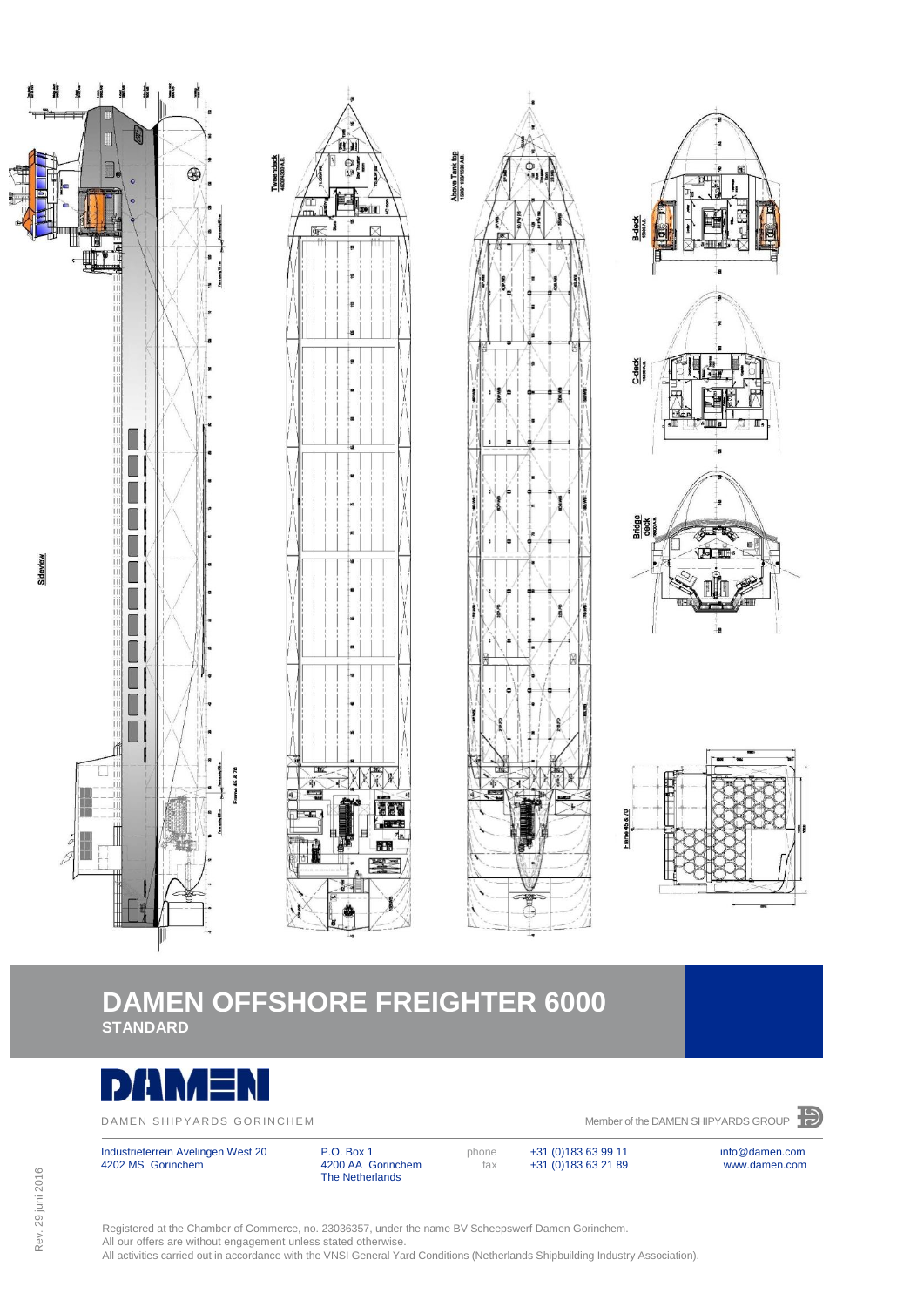Sideview

Tweendeck

Above Tank top

B-deck

C-deck

Bridge deck

Frame 45 & 70

# DAMEN OFFSHORE FREIGHTER 6000

**STANDARD**

DAMEN SHIPYARDS GORINCHEM

Member of the DAMEN SHIPYARDS GROUP

Industrieterrein Avelingen West 20
4202 MS Gorinchem

P.O. Box 1
4200 AA Gorinchem
The Netherlands

phone +31 (0)183 63 99 11
fax +31 (0)183 63 21 89

info@damen.com
www.damen.com

Rev. 29 juni 2016

Registered at the Chamber of Commerce, no. 23036357, under the name BV Scheepswerf Damen Gorinchem.
All our offers are without engagement unless stated otherwise.
All activities carried out in accordance with the VNSI General Yard Conditions (Netherlands Shipbuilding Industry Association).